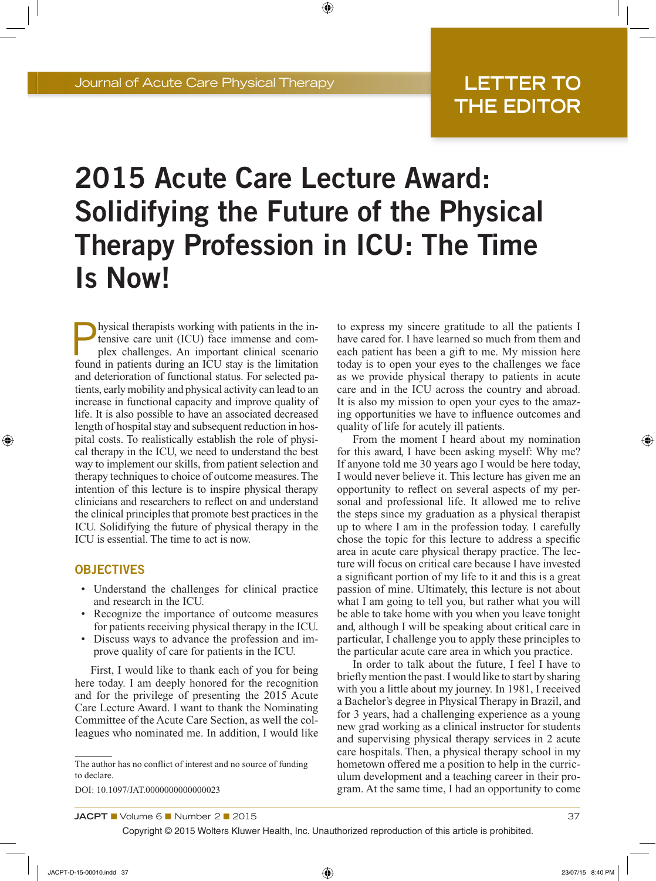LETTER TO THE EDITOR

# 2015 Acute Care Lecture Award: Solidifying the Future of the Physical Therapy Profession in ICU: The Time Is Now!

Physical therapists working with patients in the intensive care unit (ICU) face immense and complex challenges. An important clinical scenario found in patients during an ICU stay is the limitation and deterioration of functional status. For selected patients, early mobility and physical activity can lead to an increase in functional capacity and improve quality of life. It is also possible to have an associated decreased length of hospital stay and subsequent reduction in hospital costs. To realistically establish the role of physical therapy in the ICU, we need to understand the best way to implement our skills, from patient selection and therapy techniques to choice of outcome measures. The intention of this lecture is to inspire physical therapy clinicians and researchers to reflect on and understand the clinical principles that promote best practices in the ICU. Solidifying the future of physical therapy in the ICU is essential. The time to act is now.

## OBJECTIVES

- Understand the challenges for clinical practice and research in the ICU.
- Recognize the importance of outcome measures for patients receiving physical therapy in the ICU.
- Discuss ways to advance the profession and improve quality of care for patients in the ICU.

First, I would like to thank each of you for being here today. I am deeply honored for the recognition and for the privilege of presenting the 2015 Acute Care Lecture Award. I want to thank the Nominating Committee of the Acute Care Section, as well the colleagues who nominated me. In addition, I would like to express my sincere gratitude to all the patients I have cared for. I have learned so much from them and each patient has been a gift to me. My mission here today is to open your eyes to the challenges we face as we provide physical therapy to patients in acute care and in the ICU across the country and abroad. It is also my mission to open your eyes to the amazing opportunities we have to influence outcomes and quality of life for acutely ill patients.

From the moment I heard about my nomination for this award, I have been asking myself: Why me? If anyone told me 30 years ago I would be here today, I would never believe it. This lecture has given me an opportunity to reflect on several aspects of my personal and professional life. It allowed me to relive the steps since my graduation as a physical therapist up to where I am in the profession today. I carefully chose the topic for this lecture to address a specific area in acute care physical therapy practice. The lecture will focus on critical care because I have invested a significant portion of my life to it and this is a great passion of mine. Ultimately, this lecture is not about what I am going to tell you, but rather what you will be able to take home with you when you leave tonight and, although I will be speaking about critical care in particular, I challenge you to apply these principles to the particular acute care area in which you practice.

In order to talk about the future, I feel I have to briefly mention the past. I would like to start by sharing with you a little about my journey. In 1981, I received a Bachelor's degree in Physical Therapy in Brazil, and for 3 years, had a challenging experience as a young new grad working as a clinical instructor for students and supervising physical therapy services in 2 acute care hospitals. Then, a physical therapy school in my hometown offered me a position to help in the curriculum development and a teaching career in their program. At the same time, I had an opportunity to come

---

The author has no conflict of interest and no source of funding to declare.

DOI: 10.1097/JAT.0000000000000023

Copyright © 2015 Wolters Kluwer Health, Inc. Unauthorized reproduction of this article is prohibited.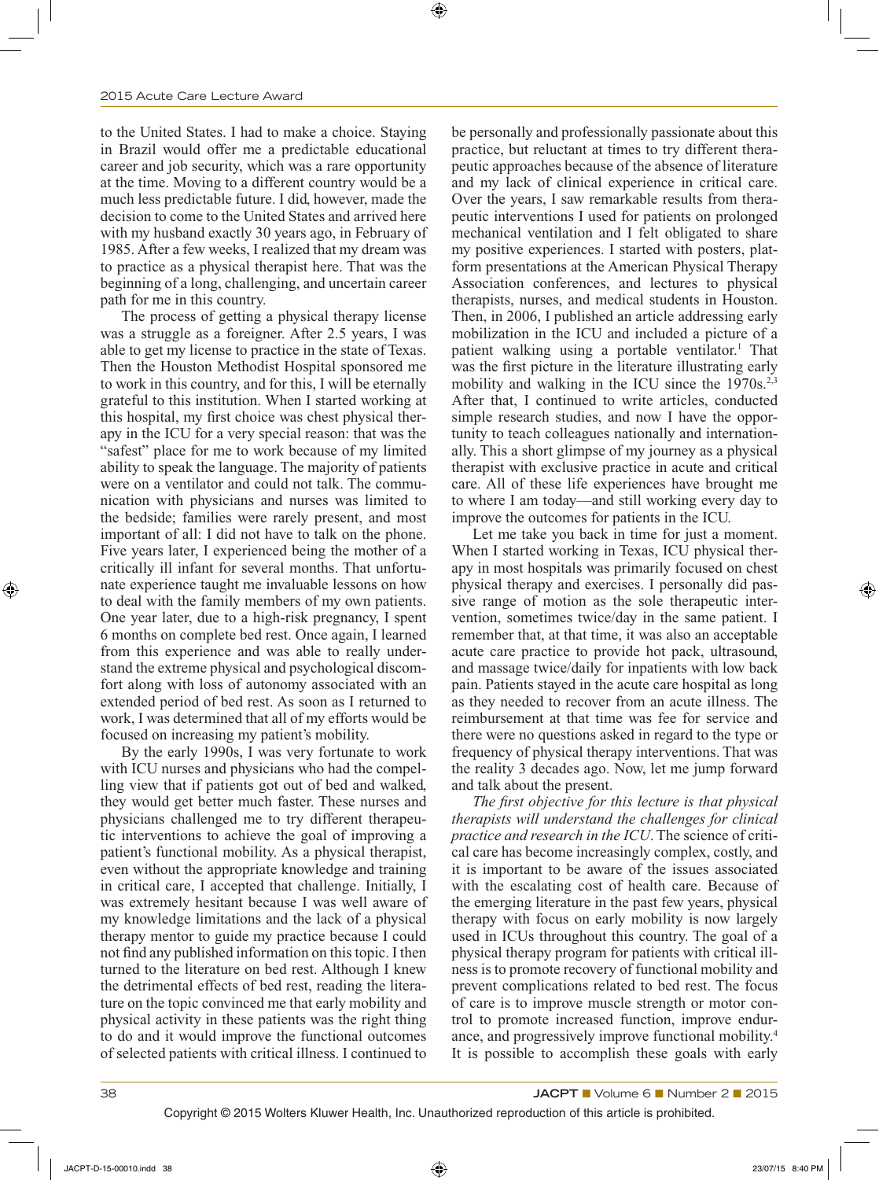to the United States. I had to make a choice. Staying in Brazil would offer me a predictable educational career and job security, which was a rare opportunity at the time. Moving to a different country would be a much less predictable future. I did, however, made the decision to come to the United States and arrived here with my husband exactly 30 years ago, in February of 1985. After a few weeks, I realized that my dream was to practice as a physical therapist here. That was the beginning of a long, challenging, and uncertain career path for me in this country.

The process of getting a physical therapy license was a struggle as a foreigner. After 2.5 years, I was able to get my license to practice in the state of Texas. Then the Houston Methodist Hospital sponsored me to work in this country, and for this, I will be eternally grateful to this institution. When I started working at this hospital, my first choice was chest physical therapy in the ICU for a very special reason: that was the "safest" place for me to work because of my limited ability to speak the language. The majority of patients were on a ventilator and could not talk. The communication with physicians and nurses was limited to the bedside; families were rarely present, and most important of all: I did not have to talk on the phone. Five years later, I experienced being the mother of a critically ill infant for several months. That unfortunate experience taught me invaluable lessons on how to deal with the family members of my own patients. One year later, due to a high-risk pregnancy, I spent 6 months on complete bed rest. Once again, I learned from this experience and was able to really understand the extreme physical and psychological discomfort along with loss of autonomy associated with an extended period of bed rest. As soon as I returned to work, I was determined that all of my efforts would be focused on increasing my patient's mobility.

By the early 1990s, I was very fortunate to work with ICU nurses and physicians who had the compelling view that if patients got out of bed and walked, they would get better much faster. These nurses and physicians challenged me to try different therapeutic interventions to achieve the goal of improving a patient's functional mobility. As a physical therapist, even without the appropriate knowledge and training in critical care, I accepted that challenge. Initially, I was extremely hesitant because I was well aware of my knowledge limitations and the lack of a physical therapy mentor to guide my practice because I could not find any published information on this topic. I then turned to the literature on bed rest. Although I knew the detrimental effects of bed rest, reading the literature on the topic convinced me that early mobility and physical activity in these patients was the right thing to do and it would improve the functional outcomes of selected patients with critical illness. I continued to be personally and professionally passionate about this practice, but reluctant at times to try different therapeutic approaches because of the absence of literature and my lack of clinical experience in critical care. Over the years, I saw remarkable results from therapeutic interventions I used for patients on prolonged mechanical ventilation and I felt obligated to share my positive experiences. I started with posters, platform presentations at the American Physical Therapy Association conferences, and lectures to physical therapists, nurses, and medical students in Houston. Then, in 2006, I published an article addressing early mobilization in the ICU and included a picture of a patient walking using a portable ventilator.[1] That was the first picture in the literature illustrating early mobility and walking in the ICU since the 1970s.[2,3] After that, I continued to write articles, conducted simple research studies, and now I have the opportunity to teach colleagues nationally and internationally. This a short glimpse of my journey as a physical therapist with exclusive practice in acute and critical care. All of these life experiences have brought me to where I am today—and still working every day to improve the outcomes for patients in the ICU.

Let me take you back in time for just a moment. When I started working in Texas, ICU physical therapy in most hospitals was primarily focused on chest physical therapy and exercises. I personally did passive range of motion as the sole therapeutic intervention, sometimes twice/day in the same patient. I remember that, at that time, it was also an acceptable acute care practice to provide hot pack, ultrasound, and massage twice/daily for inpatients with low back pain. Patients stayed in the acute care hospital as long as they needed to recover from an acute illness. The reimbursement at that time was fee for service and there were no questions asked in regard to the type or frequency of physical therapy interventions. That was the reality 3 decades ago. Now, let me jump forward and talk about the present.

*The first objective for this lecture is that physical therapists will understand the challenges for clinical practice and research in the ICU*. The science of critical care has become increasingly complex, costly, and it is important to be aware of the issues associated with the escalating cost of health care. Because of the emerging literature in the past few years, physical therapy with focus on early mobility is now largely used in ICUs throughout this country. The goal of a physical therapy program for patients with critical illness is to promote recovery of functional mobility and prevent complications related to bed rest. The focus of care is to improve muscle strength or motor control to promote increased function, improve endurance, and progressively improve functional mobility.[4] It is possible to accomplish these goals with early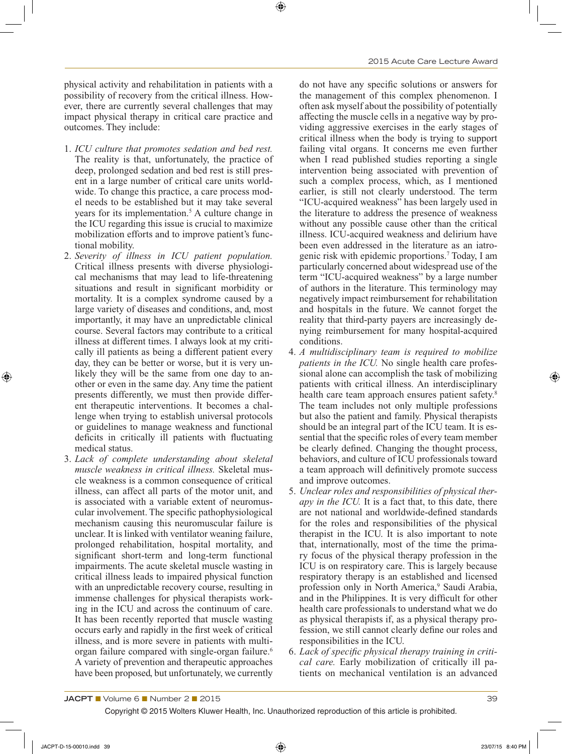physical activity and rehabilitation in patients with a possibility of recovery from the critical illness. However, there are currently several challenges that may impact physical therapy in critical care practice and outcomes. They include:

1. *ICU culture that promotes sedation and bed rest.* The reality is that, unfortunately, the practice of deep, prolonged sedation and bed rest is still present in a large number of critical care units worldwide. To change this practice, a care process model needs to be established but it may take several years for its implementation.[5] A culture change in the ICU regarding this issue is crucial to maximize mobilization efforts and to improve patient's functional mobility.
2. *Severity of illness in ICU patient population.* Critical illness presents with diverse physiological mechanisms that may lead to life-threatening situations and result in significant morbidity or mortality. It is a complex syndrome caused by a large variety of diseases and conditions, and, most importantly, it may have an unpredictable clinical course. Several factors may contribute to a critical illness at different times. I always look at my critically ill patients as being a different patient every day, they can be better or worse, but it is very unlikely they will be the same from one day to another or even in the same day. Any time the patient presents differently, we must then provide different therapeutic interventions. It becomes a challenge when trying to establish universal protocols or guidelines to manage weakness and functional deficits in critically ill patients with fluctuating medical status.
3. *Lack of complete understanding about skeletal muscle weakness in critical illness.* Skeletal muscle weakness is a common consequence of critical illness, can affect all parts of the motor unit, and is associated with a variable extent of neuromuscular involvement. The specific pathophysiological mechanism causing this neuromuscular failure is unclear. It is linked with ventilator weaning failure, prolonged rehabilitation, hospital mortality, and significant short-term and long-term functional impairments. The acute skeletal muscle wasting in critical illness leads to impaired physical function with an unpredictable recovery course, resulting in immense challenges for physical therapists working in the ICU and across the continuum of care. It has been recently reported that muscle wasting occurs early and rapidly in the first week of critical illness, and is more severe in patients with multi-organ failure compared with single-organ failure.[6] A variety of prevention and therapeutic approaches have been proposed, but unfortunately, we currently do not have any specific solutions or answers for the management of this complex phenomenon. I often ask myself about the possibility of potentially affecting the muscle cells in a negative way by providing aggressive exercises in the early stages of critical illness when the body is trying to support failing vital organs. It concerns me even further when I read published studies reporting a single intervention being associated with prevention of such a complex process, which, as I mentioned earlier, is still not clearly understood. The term "ICU-acquired weakness" has been largely used in the literature to address the presence of weakness without any possible cause other than the critical illness. ICU-acquired weakness and delirium have been even addressed in the literature as an iatrogenic risk with epidemic proportions.[7] Today, I am particularly concerned about widespread use of the term "ICU-acquired weakness" by a large number of authors in the literature. This terminology may negatively impact reimbursement for rehabilitation and hospitals in the future. We cannot forget the reality that third-party payers are increasingly denying reimbursement for many hospital-acquired conditions.
4. *A multidisciplinary team is required to mobilize patients in the ICU.* No single health care professional alone can accomplish the task of mobilizing patients with critical illness. An interdisciplinary health care team approach ensures patient safety.[8] The team includes not only multiple professions but also the patient and family. Physical therapists should be an integral part of the ICU team. It is essential that the specific roles of every team member be clearly defined. Changing the thought process, behaviors, and culture of ICU professionals toward a team approach will definitively promote success and improve outcomes.
5. *Unclear roles and responsibilities of physical therapy in the ICU.* It is a fact that, to this date, there are not national and worldwide-defined standards for the roles and responsibilities of the physical therapist in the ICU. It is also important to note that, internationally, most of the time the primary focus of the physical therapy profession in the ICU is on respiratory care. This is largely because respiratory therapy is an established and licensed profession only in North America,[9] Saudi Arabia, and in the Philippines. It is very difficult for other health care professionals to understand what we do as physical therapists if, as a physical therapy profession, we still cannot clearly define our roles and responsibilities in the ICU.
6. *Lack of specific physical therapy training in critical care.* Early mobilization of critically ill patients on mechanical ventilation is an advanced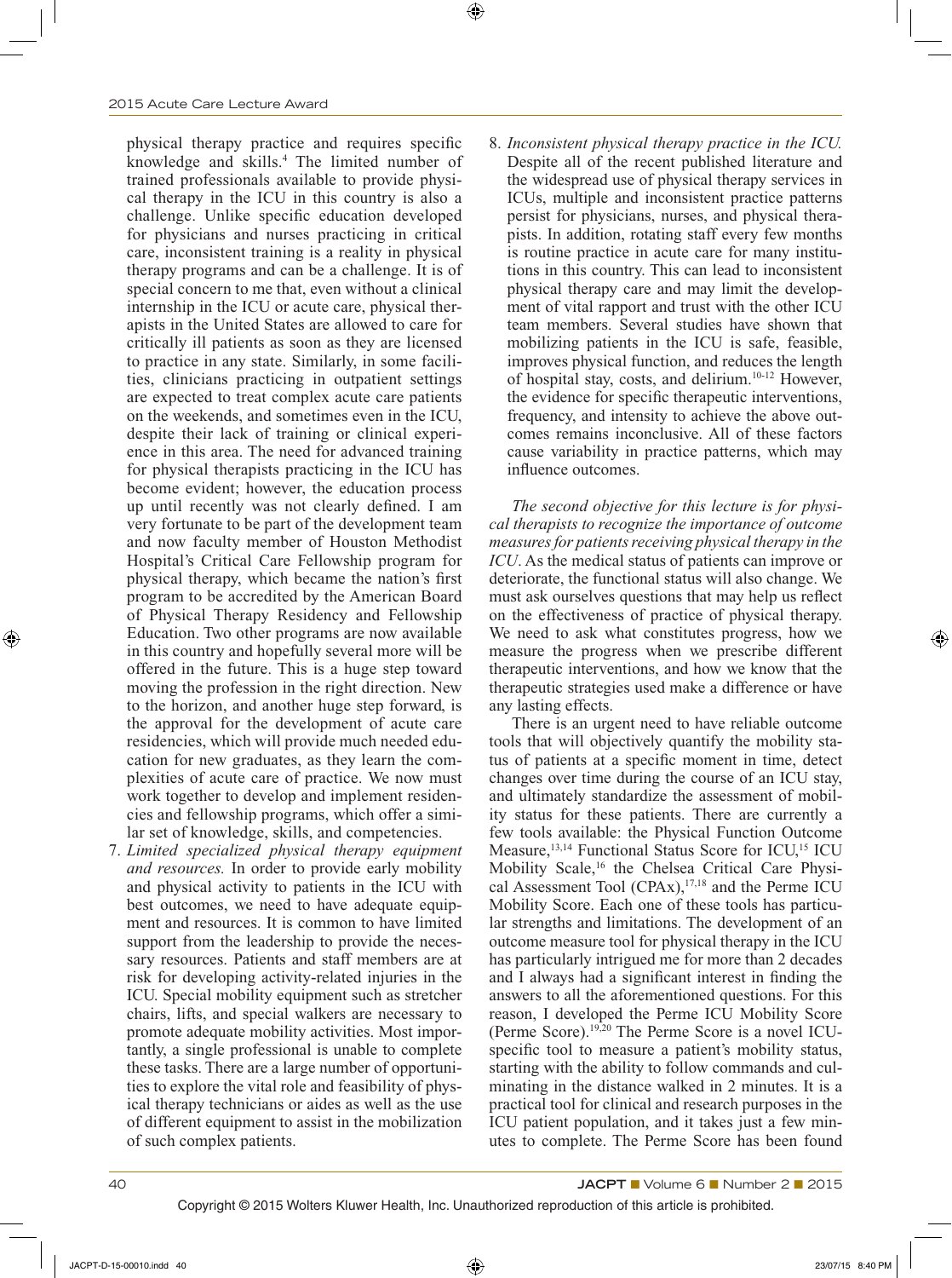physical therapy practice and requires specific knowledge and skills.[4] The limited number of trained professionals available to provide physical therapy in the ICU in this country is also a challenge. Unlike specific education developed for physicians and nurses practicing in critical care, inconsistent training is a reality in physical therapy programs and can be a challenge. It is of special concern to me that, even without a clinical internship in the ICU or acute care, physical therapists in the United States are allowed to care for critically ill patients as soon as they are licensed to practice in any state. Similarly, in some facilities, clinicians practicing in outpatient settings are expected to treat complex acute care patients on the weekends, and sometimes even in the ICU, despite their lack of training or clinical experience in this area. The need for advanced training for physical therapists practicing in the ICU has become evident; however, the education process up until recently was not clearly defined. I am very fortunate to be part of the development team and now faculty member of Houston Methodist Hospital's Critical Care Fellowship program for physical therapy, which became the nation's first program to be accredited by the American Board of Physical Therapy Residency and Fellowship Education. Two other programs are now available in this country and hopefully several more will be offered in the future. This is a huge step toward moving the profession in the right direction. New to the horizon, and another huge step forward, is the approval for the development of acute care residencies, which will provide much needed education for new graduates, as they learn the complexities of acute care of practice. We now must work together to develop and implement residencies and fellowship programs, which offer a similar set of knowledge, skills, and competencies.

7. *Limited specialized physical therapy equipment and resources.* In order to provide early mobility and physical activity to patients in the ICU with best outcomes, we need to have adequate equipment and resources. It is common to have limited support from the leadership to provide the necessary resources. Patients and staff members are at risk for developing activity-related injuries in the ICU. Special mobility equipment such as stretcher chairs, lifts, and special walkers are necessary to promote adequate mobility activities. Most importantly, a single professional is unable to complete these tasks. There are a large number of opportunities to explore the vital role and feasibility of physical therapy technicians or aides as well as the use of different equipment to assist in the mobilization of such complex patients.
8. *Inconsistent physical therapy practice in the ICU.* Despite all of the recent published literature and the widespread use of physical therapy services in ICUs, multiple and inconsistent practice patterns persist for physicians, nurses, and physical therapists. In addition, rotating staff every few months is routine practice in acute care for many institutions in this country. This can lead to inconsistent physical therapy care and may limit the development of vital rapport and trust with the other ICU team members. Several studies have shown that mobilizing patients in the ICU is safe, feasible, improves physical function, and reduces the length of hospital stay, costs, and delirium.[10-12] However, the evidence for specific therapeutic interventions, frequency, and intensity to achieve the above outcomes remains inconclusive. All of these factors cause variability in practice patterns, which may influence outcomes.

*The second objective for this lecture is for physical therapists to recognize the importance of outcome measures for patients receiving physical therapy in the ICU*. As the medical status of patients can improve or deteriorate, the functional status will also change. We must ask ourselves questions that may help us reflect on the effectiveness of practice of physical therapy. We need to ask what constitutes progress, how we measure the progress when we prescribe different therapeutic interventions, and how we know that the therapeutic strategies used make a difference or have any lasting effects.

There is an urgent need to have reliable outcome tools that will objectively quantify the mobility status of patients at a specific moment in time, detect changes over time during the course of an ICU stay, and ultimately standardize the assessment of mobility status for these patients. There are currently a few tools available: the Physical Function Outcome Measure,[13,14] Functional Status Score for ICU,[15] ICU Mobility Scale,[16] the Chelsea Critical Care Physical Assessment Tool (CPAx),[17,18] and the Perme ICU Mobility Score. Each one of these tools has particular strengths and limitations. The development of an outcome measure tool for physical therapy in the ICU has particularly intrigued me for more than 2 decades and I always had a significant interest in finding the answers to all the aforementioned questions. For this reason, I developed the Perme ICU Mobility Score (Perme Score).[19,20] The Perme Score is a novel ICU-specific tool to measure a patient's mobility status, starting with the ability to follow commands and culminating in the distance walked in 2 minutes. It is a practical tool for clinical and research purposes in the ICU patient population, and it takes just a few minutes to complete. The Perme Score has been found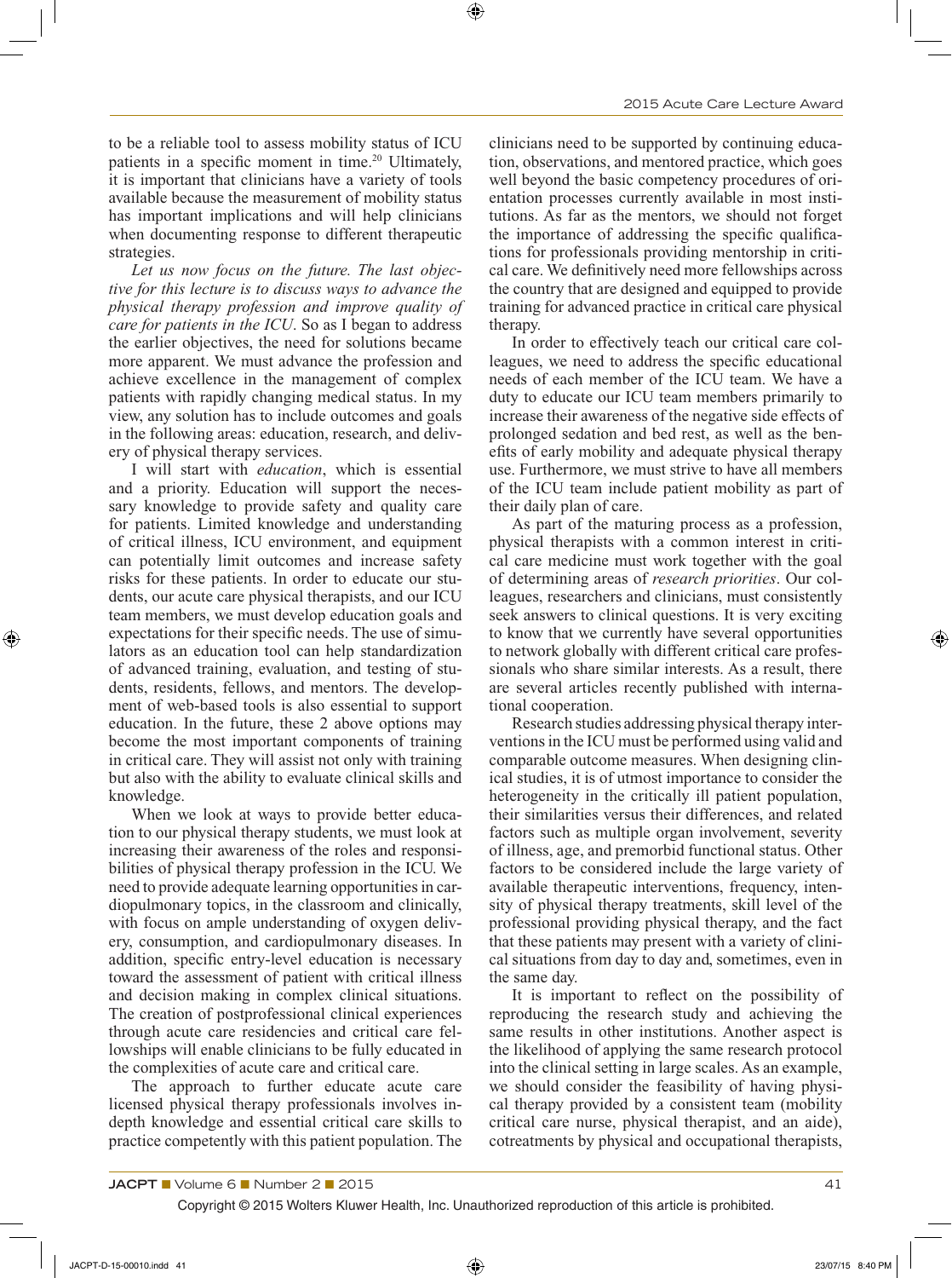to be a reliable tool to assess mobility status of ICU patients in a specific moment in time.[20] Ultimately, it is important that clinicians have a variety of tools available because the measurement of mobility status has important implications and will help clinicians when documenting response to different therapeutic strategies.

*Let us now focus on the future. The last objective for this lecture is to discuss ways to advance the physical therapy profession and improve quality of care for patients in the ICU*. So as I began to address the earlier objectives, the need for solutions became more apparent. We must advance the profession and achieve excellence in the management of complex patients with rapidly changing medical status. In my view, any solution has to include outcomes and goals in the following areas: education, research, and delivery of physical therapy services.

I will start with *education*, which is essential and a priority. Education will support the necessary knowledge to provide safety and quality care for patients. Limited knowledge and understanding of critical illness, ICU environment, and equipment can potentially limit outcomes and increase safety risks for these patients. In order to educate our students, our acute care physical therapists, and our ICU team members, we must develop education goals and expectations for their specific needs. The use of simulators as an education tool can help standardization of advanced training, evaluation, and testing of students, residents, fellows, and mentors. The development of web-based tools is also essential to support education. In the future, these 2 above options may become the most important components of training in critical care. They will assist not only with training but also with the ability to evaluate clinical skills and knowledge.

When we look at ways to provide better education to our physical therapy students, we must look at increasing their awareness of the roles and responsibilities of physical therapy profession in the ICU. We need to provide adequate learning opportunities in cardiopulmonary topics, in the classroom and clinically, with focus on ample understanding of oxygen delivery, consumption, and cardiopulmonary diseases. In addition, specific entry-level education is necessary toward the assessment of patient with critical illness and decision making in complex clinical situations. The creation of postprofessional clinical experiences through acute care residencies and critical care fellowships will enable clinicians to be fully educated in the complexities of acute care and critical care.

The approach to further educate acute care licensed physical therapy professionals involves in-depth knowledge and essential critical care skills to practice competently with this patient population. The clinicians need to be supported by continuing education, observations, and mentored practice, which goes well beyond the basic competency procedures of orientation processes currently available in most institutions. As far as the mentors, we should not forget the importance of addressing the specific qualifications for professionals providing mentorship in critical care. We definitively need more fellowships across the country that are designed and equipped to provide training for advanced practice in critical care physical therapy.

In order to effectively teach our critical care colleagues, we need to address the specific educational needs of each member of the ICU team. We have a duty to educate our ICU team members primarily to increase their awareness of the negative side effects of prolonged sedation and bed rest, as well as the benefits of early mobility and adequate physical therapy use. Furthermore, we must strive to have all members of the ICU team include patient mobility as part of their daily plan of care.

As part of the maturing process as a profession, physical therapists with a common interest in critical care medicine must work together with the goal of determining areas of *research priorities*. Our colleagues, researchers and clinicians, must consistently seek answers to clinical questions. It is very exciting to know that we currently have several opportunities to network globally with different critical care professionals who share similar interests. As a result, there are several articles recently published with international cooperation.

Research studies addressing physical therapy interventions in the ICU must be performed using valid and comparable outcome measures. When designing clinical studies, it is of utmost importance to consider the heterogeneity in the critically ill patient population, their similarities versus their differences, and related factors such as multiple organ involvement, severity of illness, age, and premorbid functional status. Other factors to be considered include the large variety of available therapeutic interventions, frequency, intensity of physical therapy treatments, skill level of the professional providing physical therapy, and the fact that these patients may present with a variety of clinical situations from day to day and, sometimes, even in the same day.

It is important to reflect on the possibility of reproducing the research study and achieving the same results in other institutions. Another aspect is the likelihood of applying the same research protocol into the clinical setting in large scales. As an example, we should consider the feasibility of having physical therapy provided by a consistent team (mobility critical care nurse, physical therapist, and an aide), cotreatments by physical and occupational therapists,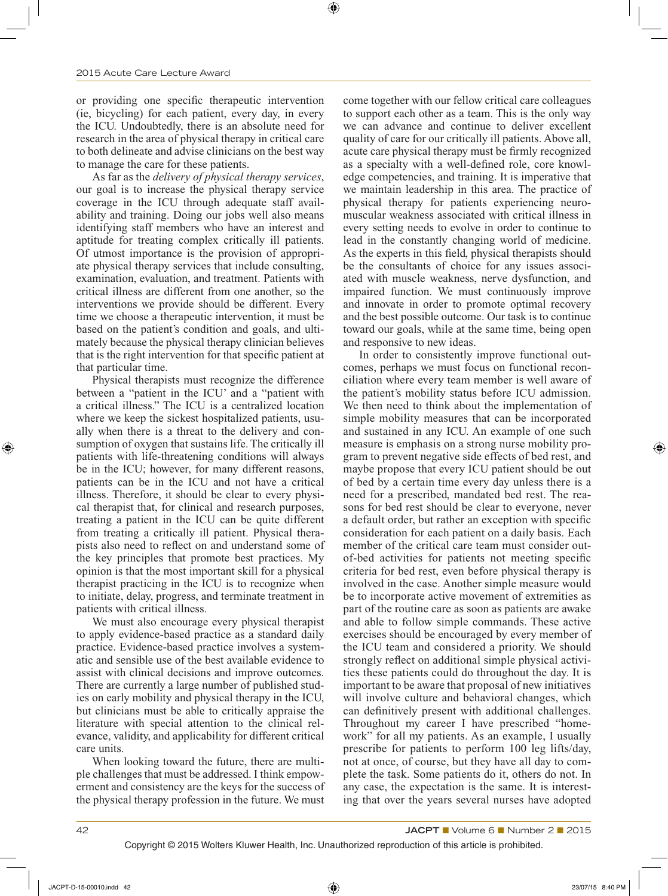or providing one specific therapeutic intervention (ie, bicycling) for each patient, every day, in every the ICU. Undoubtedly, there is an absolute need for research in the area of physical therapy in critical care to both delineate and advise clinicians on the best way to manage the care for these patients.

As far as the *delivery of physical therapy services*, our goal is to increase the physical therapy service coverage in the ICU through adequate staff availability and training. Doing our jobs well also means identifying staff members who have an interest and aptitude for treating complex critically ill patients. Of utmost importance is the provision of appropriate physical therapy services that include consulting, examination, evaluation, and treatment. Patients with critical illness are different from one another, so the interventions we provide should be different. Every time we choose a therapeutic intervention, it must be based on the patient's condition and goals, and ultimately because the physical therapy clinician believes that is the right intervention for that specific patient at that particular time.

Physical therapists must recognize the difference between a "patient in the ICU' and a "patient with a critical illness." The ICU is a centralized location where we keep the sickest hospitalized patients, usually when there is a threat to the delivery and consumption of oxygen that sustains life. The critically ill patients with life-threatening conditions will always be in the ICU; however, for many different reasons, patients can be in the ICU and not have a critical illness. Therefore, it should be clear to every physical therapist that, for clinical and research purposes, treating a patient in the ICU can be quite different from treating a critically ill patient. Physical therapists also need to reflect on and understand some of the key principles that promote best practices. My opinion is that the most important skill for a physical therapist practicing in the ICU is to recognize when to initiate, delay, progress, and terminate treatment in patients with critical illness.

We must also encourage every physical therapist to apply evidence-based practice as a standard daily practice. Evidence-based practice involves a systematic and sensible use of the best available evidence to assist with clinical decisions and improve outcomes. There are currently a large number of published studies on early mobility and physical therapy in the ICU, but clinicians must be able to critically appraise the literature with special attention to the clinical relevance, validity, and applicability for different critical care units.

When looking toward the future, there are multiple challenges that must be addressed. I think empowerment and consistency are the keys for the success of the physical therapy profession in the future. We must come together with our fellow critical care colleagues to support each other as a team. This is the only way we can advance and continue to deliver excellent quality of care for our critically ill patients. Above all, acute care physical therapy must be firmly recognized as a specialty with a well-defined role, core knowledge competencies, and training. It is imperative that we maintain leadership in this area. The practice of physical therapy for patients experiencing neuromuscular weakness associated with critical illness in every setting needs to evolve in order to continue to lead in the constantly changing world of medicine. As the experts in this field, physical therapists should be the consultants of choice for any issues associated with muscle weakness, nerve dysfunction, and impaired function. We must continuously improve and innovate in order to promote optimal recovery and the best possible outcome. Our task is to continue toward our goals, while at the same time, being open and responsive to new ideas.

In order to consistently improve functional outcomes, perhaps we must focus on functional reconciliation where every team member is well aware of the patient's mobility status before ICU admission. We then need to think about the implementation of simple mobility measures that can be incorporated and sustained in any ICU. An example of one such measure is emphasis on a strong nurse mobility program to prevent negative side effects of bed rest, and maybe propose that every ICU patient should be out of bed by a certain time every day unless there is a need for a prescribed, mandated bed rest. The reasons for bed rest should be clear to everyone, never a default order, but rather an exception with specific consideration for each patient on a daily basis. Each member of the critical care team must consider out-of-bed activities for patients not meeting specific criteria for bed rest, even before physical therapy is involved in the case. Another simple measure would be to incorporate active movement of extremities as part of the routine care as soon as patients are awake and able to follow simple commands. These active exercises should be encouraged by every member of the ICU team and considered a priority. We should strongly reflect on additional simple physical activities these patients could do throughout the day. It is important to be aware that proposal of new initiatives will involve culture and behavioral changes, which can definitively present with additional challenges. Throughout my career I have prescribed "homework" for all my patients. As an example, I usually prescribe for patients to perform 100 leg lifts/day, not at once, of course, but they have all day to complete the task. Some patients do it, others do not. In any case, the expectation is the same. It is interesting that over the years several nurses have adopted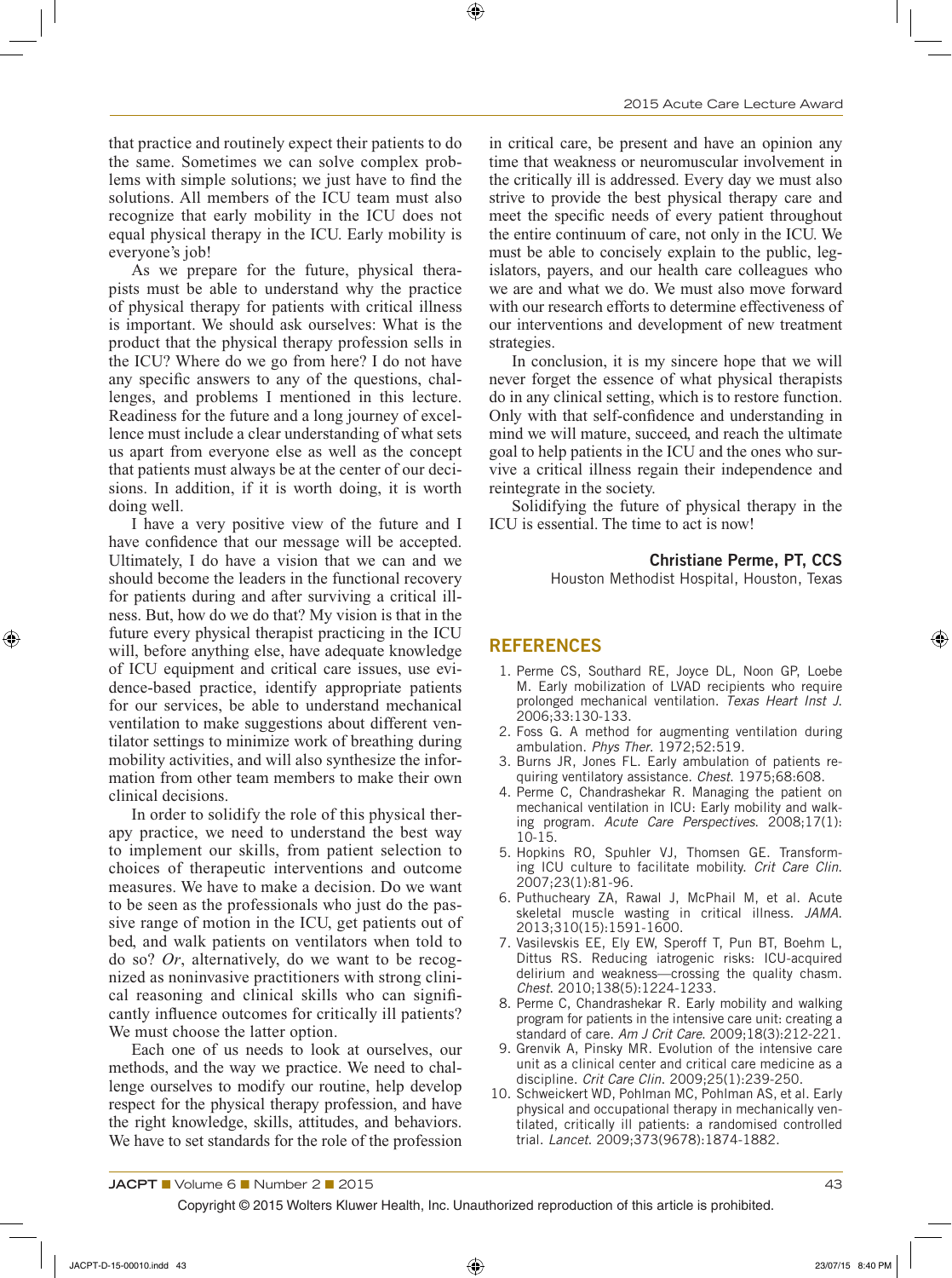that practice and routinely expect their patients to do the same. Sometimes we can solve complex problems with simple solutions; we just have to find the solutions. All members of the ICU team must also recognize that early mobility in the ICU does not equal physical therapy in the ICU. Early mobility is everyone's job!

As we prepare for the future, physical therapists must be able to understand why the practice of physical therapy for patients with critical illness is important. We should ask ourselves: What is the product that the physical therapy profession sells in the ICU? Where do we go from here? I do not have any specific answers to any of the questions, challenges, and problems I mentioned in this lecture. Readiness for the future and a long journey of excellence must include a clear understanding of what sets us apart from everyone else as well as the concept that patients must always be at the center of our decisions. In addition, if it is worth doing, it is worth doing well.

I have a very positive view of the future and I have confidence that our message will be accepted. Ultimately, I do have a vision that we can and we should become the leaders in the functional recovery for patients during and after surviving a critical illness. But, how do we do that? My vision is that in the future every physical therapist practicing in the ICU will, before anything else, have adequate knowledge of ICU equipment and critical care issues, use evidence-based practice, identify appropriate patients for our services, be able to understand mechanical ventilation to make suggestions about different ventilator settings to minimize work of breathing during mobility activities, and will also synthesize the information from other team members to make their own clinical decisions.

In order to solidify the role of this physical therapy practice, we need to understand the best way to implement our skills, from patient selection to choices of therapeutic interventions and outcome measures. We have to make a decision. Do we want to be seen as the professionals who just do the passive range of motion in the ICU, get patients out of bed, and walk patients on ventilators when told to do so? *Or*, alternatively, do we want to be recognized as noninvasive practitioners with strong clinical reasoning and clinical skills who can significantly influence outcomes for critically ill patients? We must choose the latter option.

Each one of us needs to look at ourselves, our methods, and the way we practice. We need to challenge ourselves to modify our routine, help develop respect for the physical therapy profession, and have the right knowledge, skills, attitudes, and behaviors. We have to set standards for the role of the profession in critical care, be present and have an opinion any time that weakness or neuromuscular involvement in the critically ill is addressed. Every day we must also strive to provide the best physical therapy care and meet the specific needs of every patient throughout the entire continuum of care, not only in the ICU. We must be able to concisely explain to the public, legislators, payers, and our health care colleagues who we are and what we do. We must also move forward with our research efforts to determine effectiveness of our interventions and development of new treatment strategies.

In conclusion, it is my sincere hope that we will never forget the essence of what physical therapists do in any clinical setting, which is to restore function. Only with that self-confidence and understanding in mind we will mature, succeed, and reach the ultimate goal to help patients in the ICU and the ones who survive a critical illness regain their independence and reintegrate in the society.

Solidifying the future of physical therapy in the ICU is essential. The time to act is now!

**Christiane Perme, PT, CCS**
Houston Methodist Hospital, Houston, Texas

## REFERENCES

1. Perme CS, Southard RE, Joyce DL, Noon GP, Loebe M. Early mobilization of LVAD recipients who require prolonged mechanical ventilation. *Texas Heart Inst J*. 2006;33:130-133.
2. Foss G. A method for augmenting ventilation during ambulation. *Phys Ther*. 1972;52:519.
3. Burns JR, Jones FL. Early ambulation of patients requiring ventilatory assistance. *Chest*. 1975;68:608.
4. Perme C, Chandrashekar R. Managing the patient on mechanical ventilation in ICU: Early mobility and walking program. *Acute Care Perspectives*. 2008;17(1):10-15.
5. Hopkins RO, Spuhler VJ, Thomsen GE. Transforming ICU culture to facilitate mobility. *Crit Care Clin*. 2007;23(1):81-96.
6. Puthucheary ZA, Rawal J, McPhail M, et al. Acute skeletal muscle wasting in critical illness. *JAMA*. 2013;310(15):1591-1600.
7. Vasilevskis EE, Ely EW, Speroff T, Pun BT, Boehm L, Dittus RS. Reducing iatrogenic risks: ICU-acquired delirium and weakness—crossing the quality chasm. *Chest*. 2010;138(5):1224-1233.
8. Perme C, Chandrashekar R. Early mobility and walking program for patients in the intensive care unit: creating a standard of care. *Am J Crit Care*. 2009;18(3):212-221.
9. Grenvik A, Pinsky MR. Evolution of the intensive care unit as a clinical center and critical care medicine as a discipline. *Crit Care Clin*. 2009;25(1):239-250.
10. Schweickert WD, Pohlman MC, Pohlman AS, et al. Early physical and occupational therapy in mechanically ventilated, critically ill patients: a randomised controlled trial. *Lancet*. 2009;373(9678):1874-1882.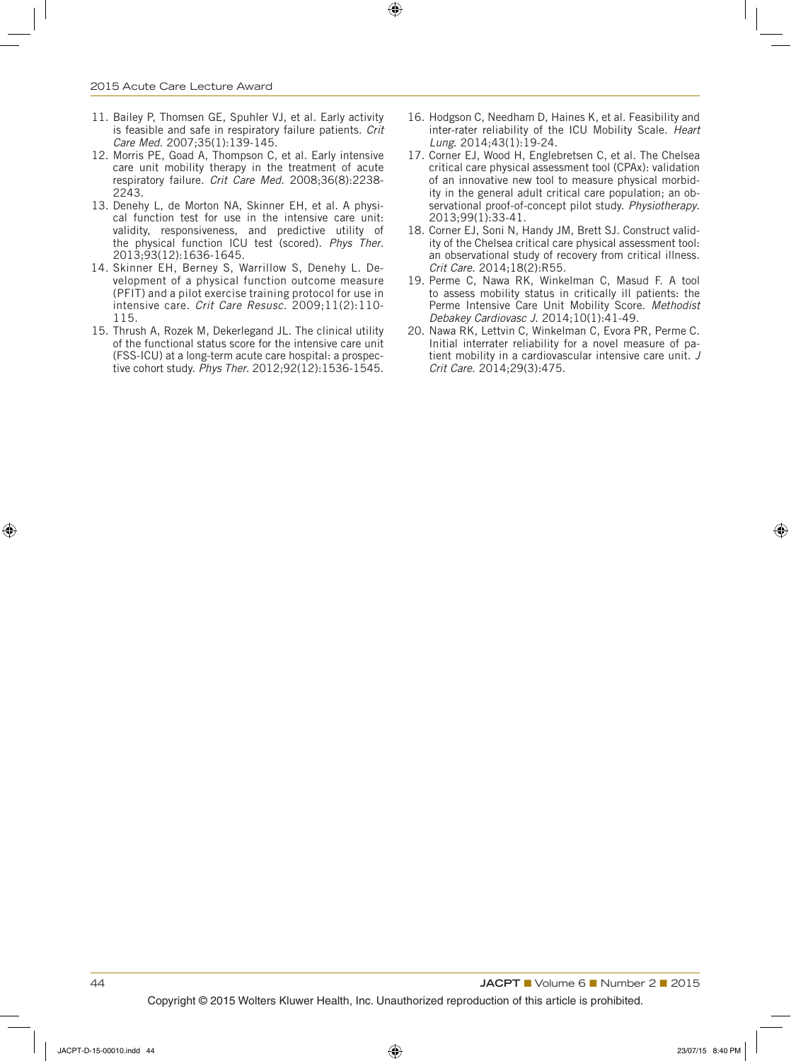11. Bailey P, Thomsen GE, Spuhler VJ, et al. Early activity is feasible and safe in respiratory failure patients. *Crit Care Med*. 2007;35(1):139-145.
12. Morris PE, Goad A, Thompson C, et al. Early intensive care unit mobility therapy in the treatment of acute respiratory failure. *Crit Care Med*. 2008;36(8):2238-2243.
13. Denehy L, de Morton NA, Skinner EH, et al. A physical function test for use in the intensive care unit: validity, responsiveness, and predictive utility of the physical function ICU test (scored). *Phys Ther*. 2013;93(12):1636-1645.
14. Skinner EH, Berney S, Warrillow S, Denehy L. Development of a physical function outcome measure (PFIT) and a pilot exercise training protocol for use in intensive care. *Crit Care Resusc*. 2009;11(2):110-115.
15. Thrush A, Rozek M, Dekerlegand JL. The clinical utility of the functional status score for the intensive care unit (FSS-ICU) at a long-term acute care hospital: a prospective cohort study. *Phys Ther*. 2012;92(12):1536-1545.
16. Hodgson C, Needham D, Haines K, et al. Feasibility and inter-rater reliability of the ICU Mobility Scale. *Heart Lung*. 2014;43(1):19-24.
17. Corner EJ, Wood H, Englebretsen C, et al. The Chelsea critical care physical assessment tool (CPAx): validation of an innovative new tool to measure physical morbidity in the general adult critical care population; an observational proof-of-concept pilot study. *Physiotherapy*. 2013;99(1):33-41.
18. Corner EJ, Soni N, Handy JM, Brett SJ. Construct validity of the Chelsea critical care physical assessment tool: an observational study of recovery from critical illness. *Crit Care*. 2014;18(2):R55.
19. Perme C, Nawa RK, Winkelman C, Masud F. A tool to assess mobility status in critically ill patients: the Perme Intensive Care Unit Mobility Score. *Methodist Debakey Cardiovasc J*. 2014;10(1):41-49.
20. Nawa RK, Lettvin C, Winkelman C, Evora PR, Perme C. Initial interrater reliability for a novel measure of patient mobility in a cardiovascular intensive care unit. *J Crit Care*. 2014;29(3):475.